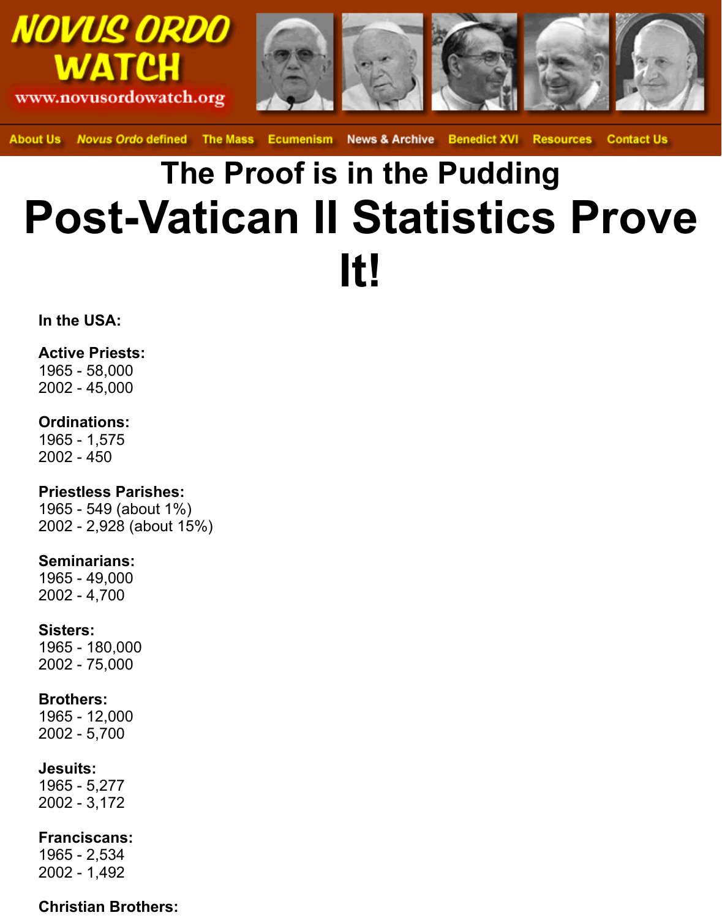NOVUS ORDO WATCH
www.novusordowatch.org

About Us | *Novus Ordo* defined | The Mass | Ecumenism | News & Archive | Benedict XVI | Resources | Contact Us

## The Proof is in the Pudding

# Post-Vatican II Statistics Prove It!

**In the USA:**

**Active Priests:**
1965 - 58,000
2002 - 45,000

**Ordinations:**
1965 - 1,575
2002 - 450

**Priestless Parishes:**
1965 - 549 (about 1%)
2002 - 2,928 (about 15%)

**Seminarians:**
1965 - 49,000
2002 - 4,700

**Sisters:**
1965 - 180,000
2002 - 75,000

**Brothers:**
1965 - 12,000
2002 - 5,700

**Jesuits:**
1965 - 5,277
2002 - 3,172

**Franciscans:**
1965 - 2,534
2002 - 1,492

**Christian Brothers:**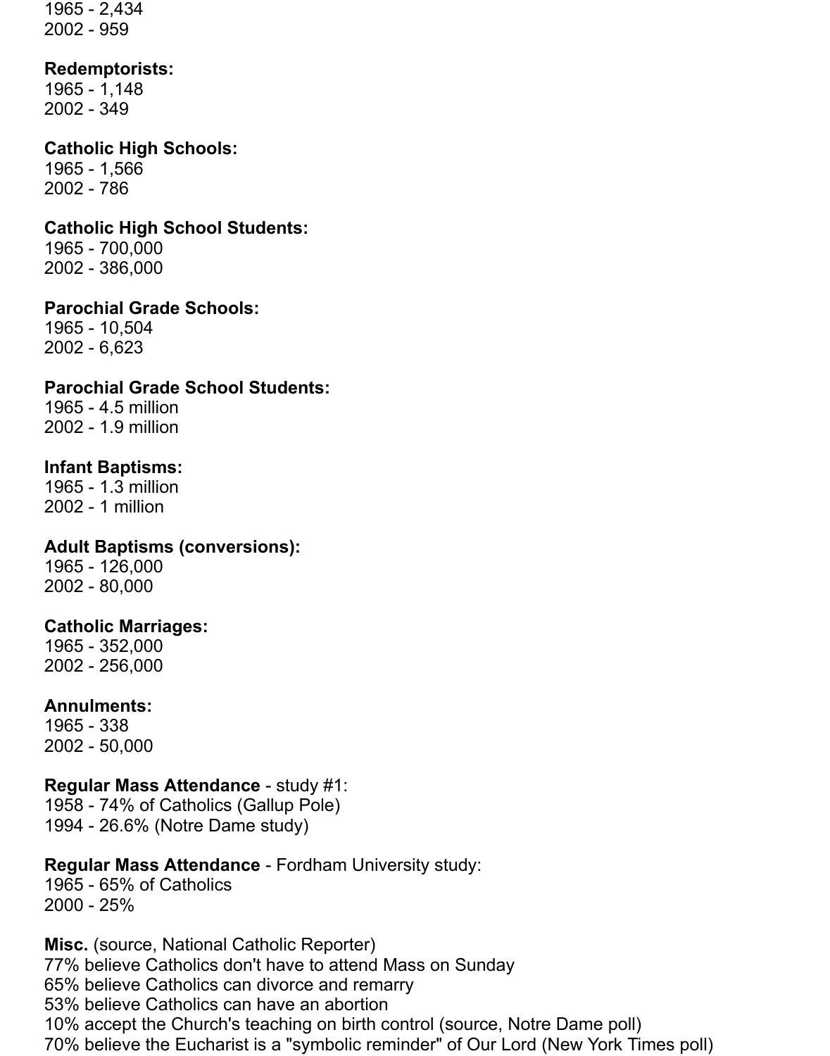1965 - 2,434
2002 - 959

**Redemptorists:**
1965 - 1,148
2002 - 349

**Catholic High Schools:**
1965 - 1,566
2002 - 786

**Catholic High School Students:**
1965 - 700,000
2002 - 386,000

**Parochial Grade Schools:**
1965 - 10,504
2002 - 6,623

**Parochial Grade School Students:**
1965 - 4.5 million
2002 - 1.9 million

**Infant Baptisms:**
1965 - 1.3 million
2002 - 1 million

**Adult Baptisms (conversions):**
1965 - 126,000
2002 - 80,000

**Catholic Marriages:**
1965 - 352,000
2002 - 256,000

**Annulments:**
1965 - 338
2002 - 50,000

**Regular Mass Attendance** - study #1:
1958 - 74% of Catholics (Gallup Pole)
1994 - 26.6% (Notre Dame study)

**Regular Mass Attendance** - Fordham University study:
1965 - 65% of Catholics
2000 - 25%

**Misc.** (source, National Catholic Reporter)
77% believe Catholics don't have to attend Mass on Sunday
65% believe Catholics can divorce and remarry
53% believe Catholics can have an abortion
10% accept the Church's teaching on birth control (source, Notre Dame poll)
70% believe the Eucharist is a "symbolic reminder" of Our Lord (New York Times poll)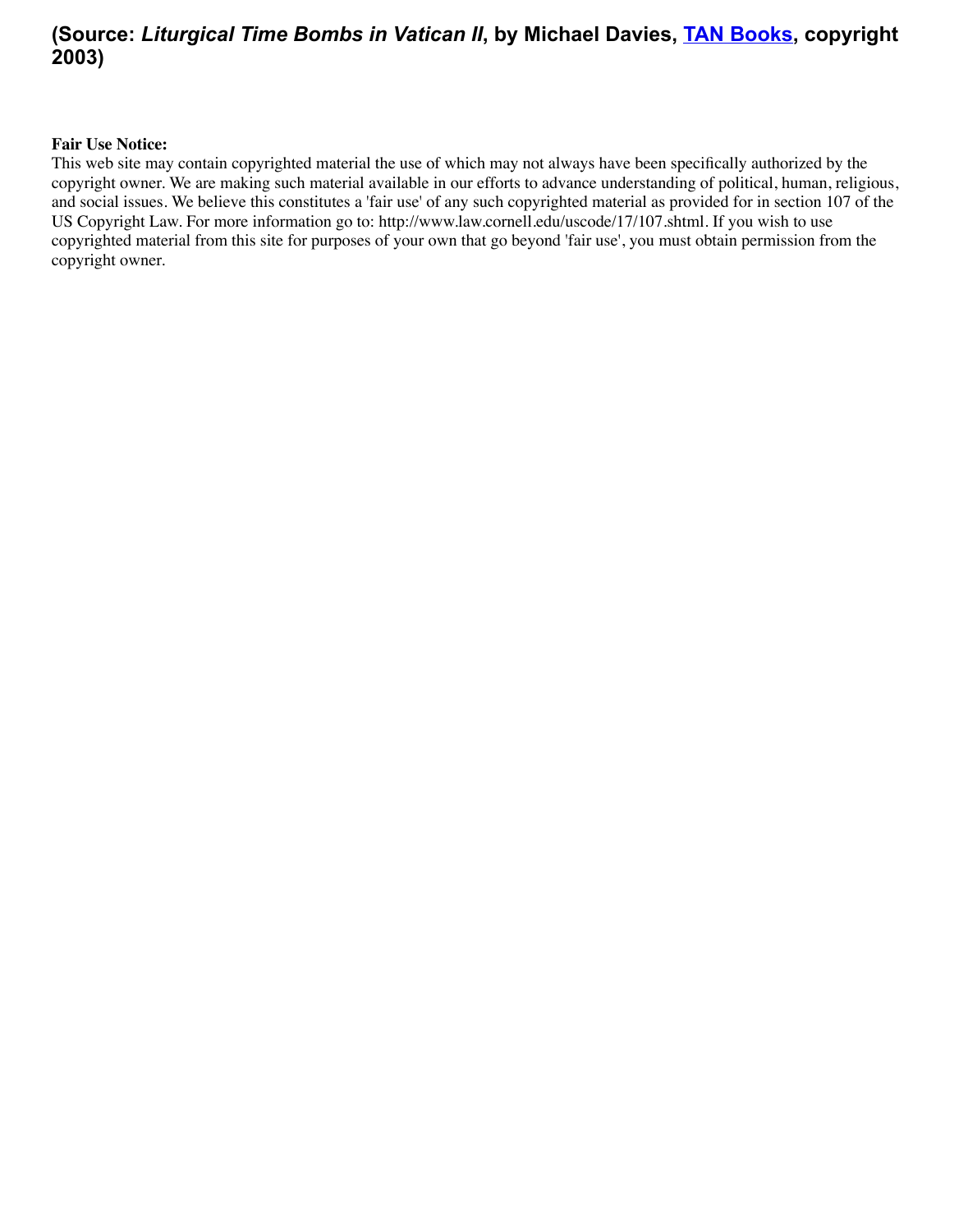## (Source: *Liturgical Time Bombs in Vatican II*, by Michael Davies, TAN Books, copyright 2003)

**Fair Use Notice:**
This web site may contain copyrighted material the use of which may not always have been specifically authorized by the copyright owner. We are making such material available in our efforts to advance understanding of political, human, religious, and social issues. We believe this constitutes a 'fair use' of any such copyrighted material as provided for in section 107 of the US Copyright Law. For more information go to: http://www.law.cornell.edu/uscode/17/107.shtml. If you wish to use copyrighted material from this site for purposes of your own that go beyond 'fair use', you must obtain permission from the copyright owner.